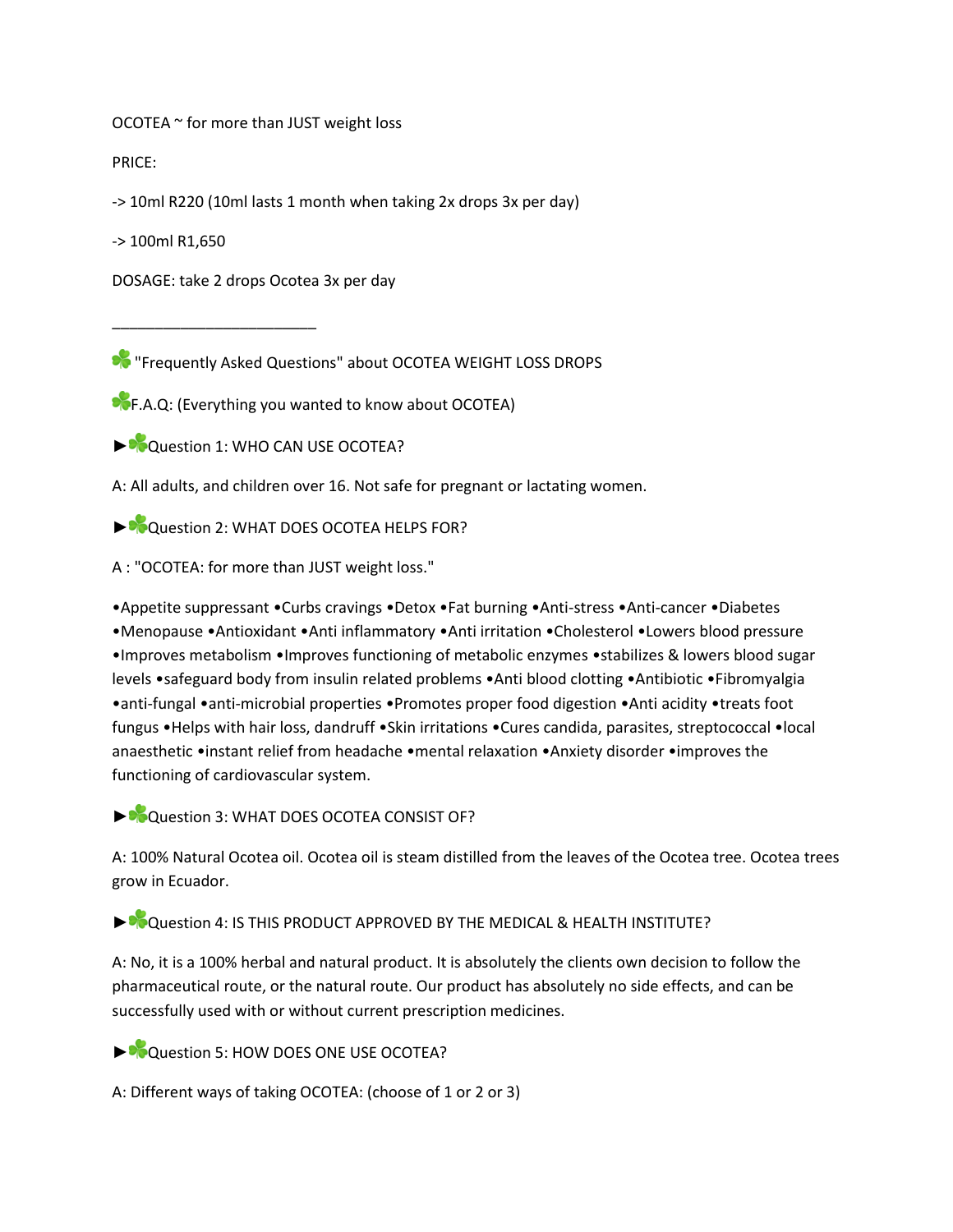OCOTEA ~ for more than JUST weight loss

PRICE:

-> 10ml R220 (10ml lasts 1 month when taking 2x drops 3x per day)

-> 100ml R1,650

DOSAGE: take 2 drops Ocotea 3x per day

___________________________

☘️ "Frequently Asked Questions" about OCOTEA WEIGHT LOSS DROPS

☘️F.A.Q: (Everything you wanted to know about OCOTEA)

►☘️Question 1: WHO CAN USE OCOTEA?

A: All adults, and children over 16. Not safe for pregnant or lactating women.

►☘️Question 2: WHAT DOES OCOTEA HELPS FOR?

A : "OCOTEA: for more than JUST weight loss."

•Appetite suppressant •Curbs cravings •Detox •Fat burning •Anti-stress •Anti-cancer •Diabetes •Menopause •Antioxidant •Anti inflammatory •Anti irritation •Cholesterol •Lowers blood pressure •Improves metabolism •Improves functioning of metabolic enzymes •stabilizes & lowers blood sugar levels •safeguard body from insulin related problems •Anti blood clotting •Antibiotic •Fibromyalgia •anti-fungal •anti-microbial properties •Promotes proper food digestion •Anti acidity •treats foot fungus •Helps with hair loss, dandruff •Skin irritations •Cures candida, parasites, streptococcal •local anaesthetic •instant relief from headache •mental relaxation •Anxiety disorder •improves the functioning of cardiovascular system.

►☘️Question 3: WHAT DOES OCOTEA CONSIST OF?

A: 100% Natural Ocotea oil. Ocotea oil is steam distilled from the leaves of the Ocotea tree. Ocotea trees grow in Ecuador.

►☘️Question 4: IS THIS PRODUCT APPROVED BY THE MEDICAL & HEALTH INSTITUTE?

A: No, it is a 100% herbal and natural product. It is absolutely the clients own decision to follow the pharmaceutical route, or the natural route. Our product has absolutely no side effects, and can be successfully used with or without current prescription medicines.

►☘️Question 5: HOW DOES ONE USE OCOTEA?

A: Different ways of taking OCOTEA: (choose of 1 or 2 or 3)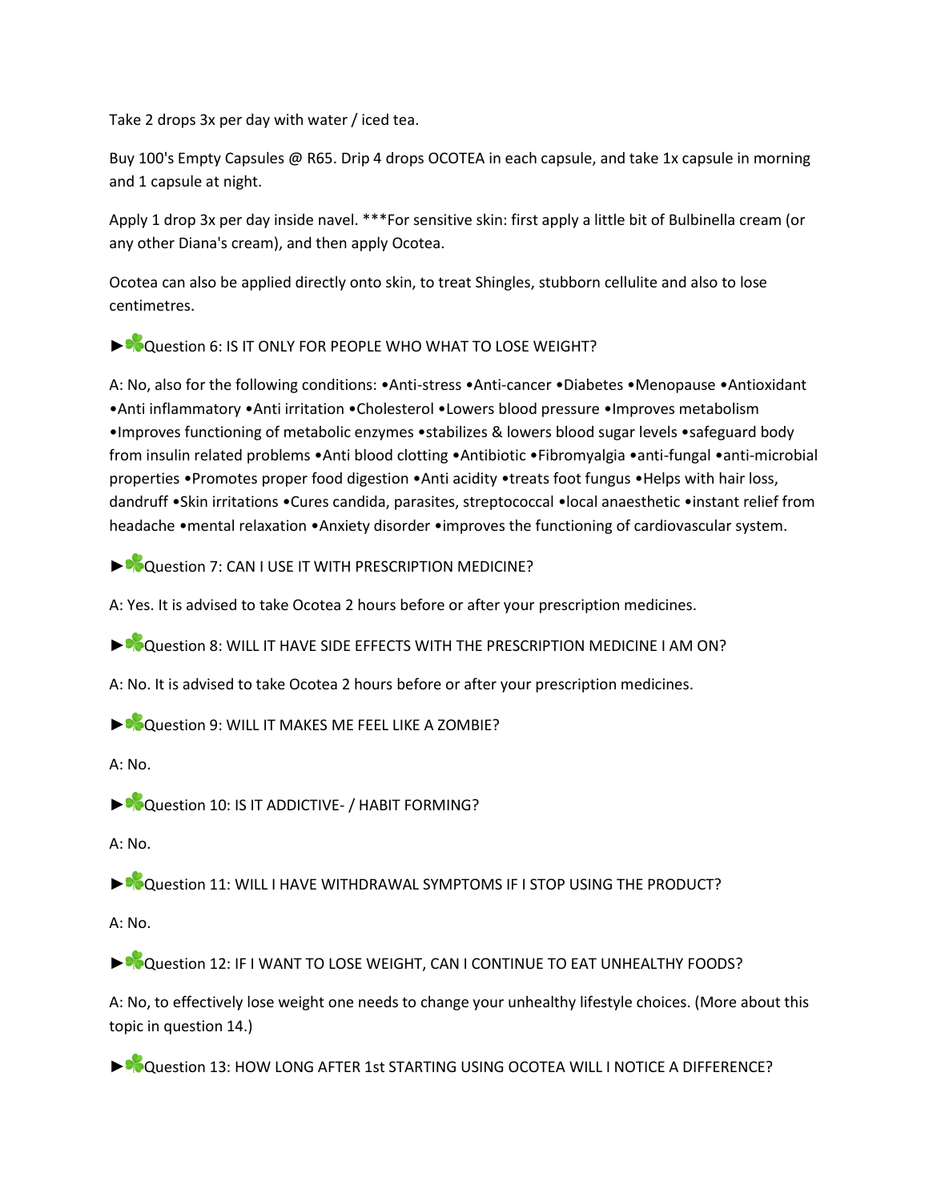Take 2 drops 3x per day with water / iced tea.

Buy 100's Empty Capsules @ R65. Drip 4 drops OCOTEA in each capsule, and take 1x capsule in morning and 1 capsule at night.

Apply 1 drop 3x per day inside navel. ***For sensitive skin: first apply a little bit of Bulbinella cream (or any other Diana's cream), and then apply Ocotea.

Ocotea can also be applied directly onto skin, to treat Shingles, stubborn cellulite and also to lose centimetres.

►☘Question 6: IS IT ONLY FOR PEOPLE WHO WHAT TO LOSE WEIGHT?

A: No, also for the following conditions: •Anti-stress •Anti-cancer •Diabetes •Menopause •Antioxidant •Anti inflammatory •Anti irritation •Cholesterol •Lowers blood pressure •Improves metabolism •Improves functioning of metabolic enzymes •stabilizes & lowers blood sugar levels •safeguard body from insulin related problems •Anti blood clotting •Antibiotic •Fibromyalgia •anti-fungal •anti-microbial properties •Promotes proper food digestion •Anti acidity •treats foot fungus •Helps with hair loss, dandruff •Skin irritations •Cures candida, parasites, streptococcal •local anaesthetic •instant relief from headache •mental relaxation •Anxiety disorder •improves the functioning of cardiovascular system.

►☘Question 7: CAN I USE IT WITH PRESCRIPTION MEDICINE?

A: Yes. It is advised to take Ocotea 2 hours before or after your prescription medicines.

►☘Question 8: WILL IT HAVE SIDE EFFECTS WITH THE PRESCRIPTION MEDICINE I AM ON?

A: No. It is advised to take Ocotea 2 hours before or after your prescription medicines.

►☘Question 9: WILL IT MAKES ME FEEL LIKE A ZOMBIE?

A: No.

►☘Question 10: IS IT ADDICTIVE- / HABIT FORMING?

A: No.

►☘Question 11: WILL I HAVE WITHDRAWAL SYMPTOMS IF I STOP USING THE PRODUCT?

A: No.

►☘Question 12: IF I WANT TO LOSE WEIGHT, CAN I CONTINUE TO EAT UNHEALTHY FOODS?

A: No, to effectively lose weight one needs to change your unhealthy lifestyle choices. (More about this topic in question 14.)

►☘Question 13: HOW LONG AFTER 1st STARTING USING OCOTEA WILL I NOTICE A DIFFERENCE?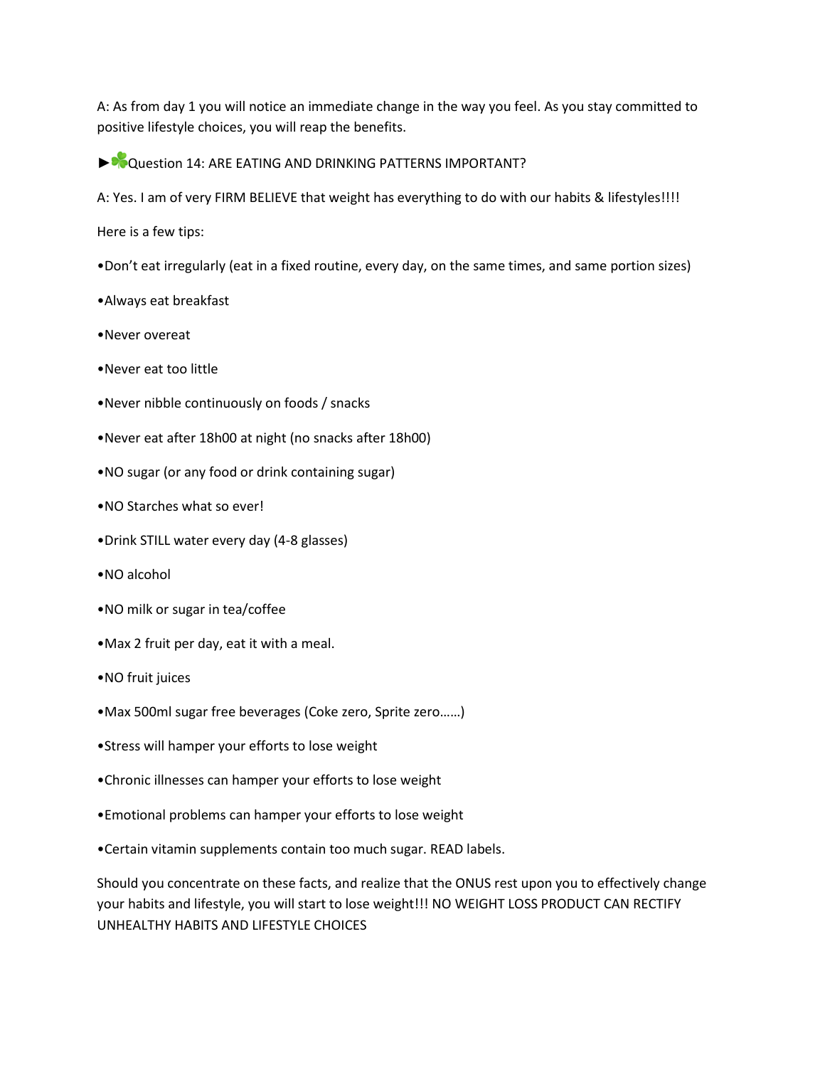A: As from day 1 you will notice an immediate change in the way you feel. As you stay committed to positive lifestyle choices, you will reap the benefits.

►☘Question 14: ARE EATING AND DRINKING PATTERNS IMPORTANT?

A: Yes. I am of very FIRM BELIEVE that weight has everything to do with our habits & lifestyles!!!!

Here is a few tips:

•Don't eat irregularly (eat in a fixed routine, every day, on the same times, and same portion sizes)

•Always eat breakfast

•Never overeat

•Never eat too little

•Never nibble continuously on foods / snacks

•Never eat after 18h00 at night (no snacks after 18h00)

•NO sugar (or any food or drink containing sugar)

•NO Starches what so ever!

•Drink STILL water every day (4-8 glasses)

•NO alcohol

•NO milk or sugar in tea/coffee

•Max 2 fruit per day, eat it with a meal.

•NO fruit juices

•Max 500ml sugar free beverages (Coke zero, Sprite zero……)

•Stress will hamper your efforts to lose weight

•Chronic illnesses can hamper your efforts to lose weight

•Emotional problems can hamper your efforts to lose weight

•Certain vitamin supplements contain too much sugar. READ labels.

Should you concentrate on these facts, and realize that the ONUS rest upon you to effectively change your habits and lifestyle, you will start to lose weight!!! NO WEIGHT LOSS PRODUCT CAN RECTIFY UNHEALTHY HABITS AND LIFESTYLE CHOICES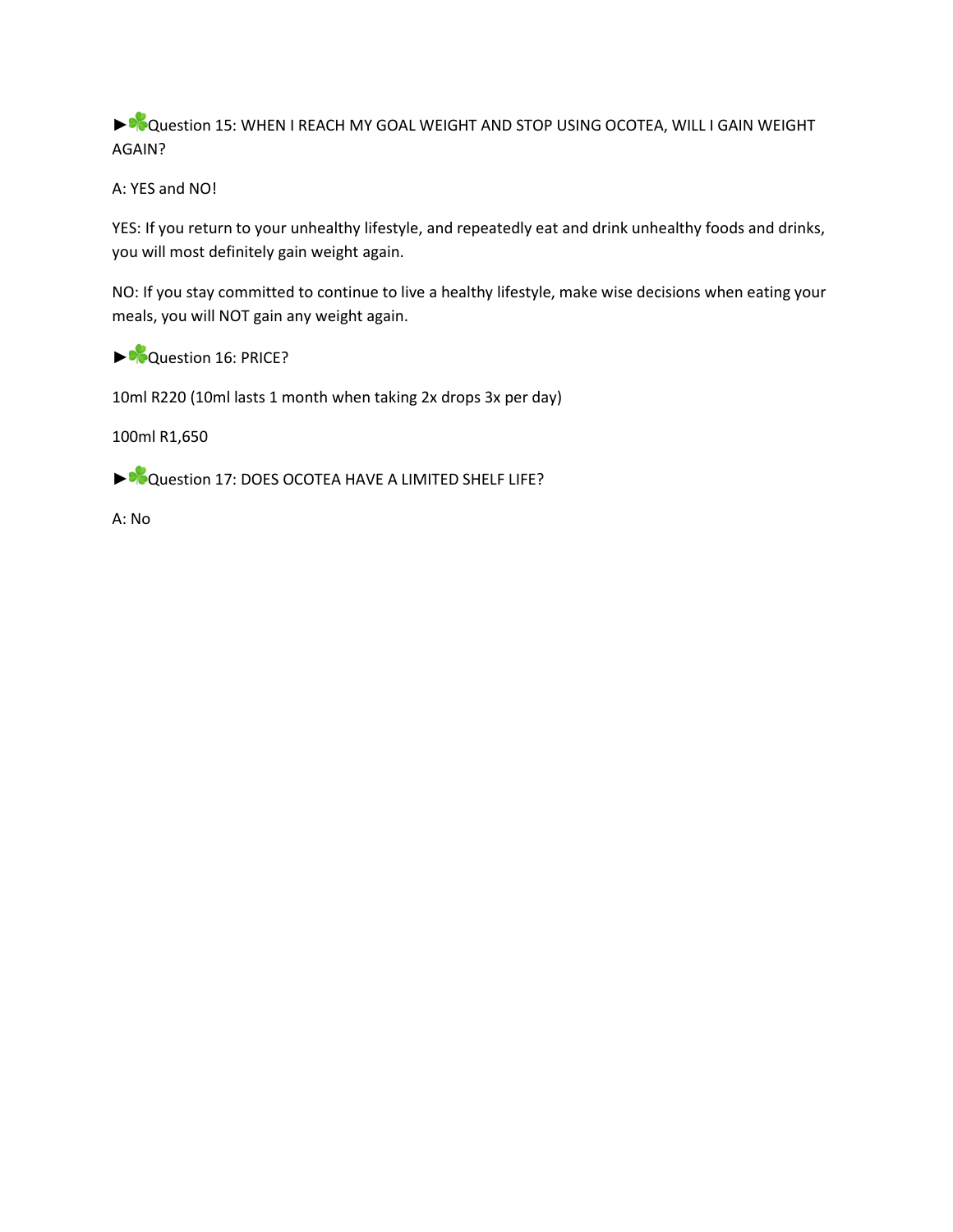►☘Question 15: WHEN I REACH MY GOAL WEIGHT AND STOP USING OCOTEA, WILL I GAIN WEIGHT AGAIN?

A: YES and NO!

YES: If you return to your unhealthy lifestyle, and repeatedly eat and drink unhealthy foods and drinks, you will most definitely gain weight again.

NO: If you stay committed to continue to live a healthy lifestyle, make wise decisions when eating your meals, you will NOT gain any weight again.

►☘Question 16: PRICE?

10ml R220 (10ml lasts 1 month when taking 2x drops 3x per day)

100ml R1,650

►☘Question 17: DOES OCOTEA HAVE A LIMITED SHELF LIFE?

A: No